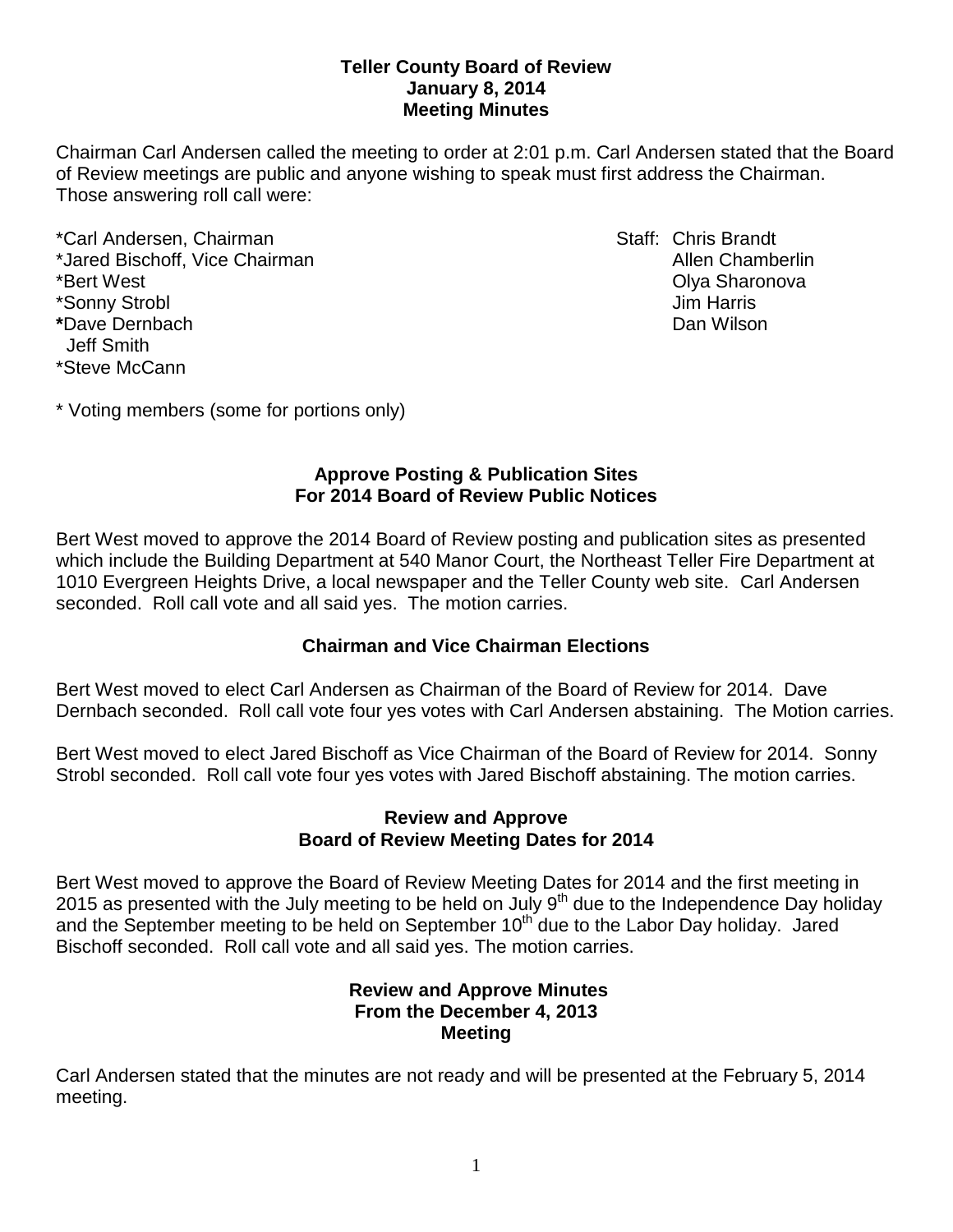**Teller County Board of Review**
**January 8, 2014**
**Meeting Minutes**

Chairman Carl Andersen called the meeting to order at 2:01 p.m. Carl Andersen stated that the Board of Review meetings are public and anyone wishing to speak must first address the Chairman. Those answering roll call were:

*Carl Andersen, Chairman
*Jared Bischoff, Vice Chairman
*Bert West
*Sonny Strobl
*Dave Dernbach
Jeff Smith
*Steve McCann

Staff: Chris Brandt
Allen Chamberlin
Olya Sharonova
Jim Harris
Dan Wilson

\* Voting members (some for portions only)

**Approve Posting & Publication Sites**
**For 2014 Board of Review Public Notices**

Bert West moved to approve the 2014 Board of Review posting and publication sites as presented which include the Building Department at 540 Manor Court, the Northeast Teller Fire Department at 1010 Evergreen Heights Drive, a local newspaper and the Teller County web site. Carl Andersen seconded. Roll call vote and all said yes. The motion carries.

**Chairman and Vice Chairman Elections**

Bert West moved to elect Carl Andersen as Chairman of the Board of Review for 2014. Dave Dernbach seconded. Roll call vote four yes votes with Carl Andersen abstaining. The Motion carries.

Bert West moved to elect Jared Bischoff as Vice Chairman of the Board of Review for 2014. Sonny Strobl seconded. Roll call vote four yes votes with Jared Bischoff abstaining. The motion carries.

**Review and Approve**
**Board of Review Meeting Dates for 2014**

Bert West moved to approve the Board of Review Meeting Dates for 2014 and the first meeting in 2015 as presented with the July meeting to be held on July 9th due to the Independence Day holiday and the September meeting to be held on September 10th due to the Labor Day holiday. Jared Bischoff seconded. Roll call vote and all said yes. The motion carries.

**Review and Approve Minutes**
**From the December 4, 2013**
**Meeting**

Carl Andersen stated that the minutes are not ready and will be presented at the February 5, 2014 meeting.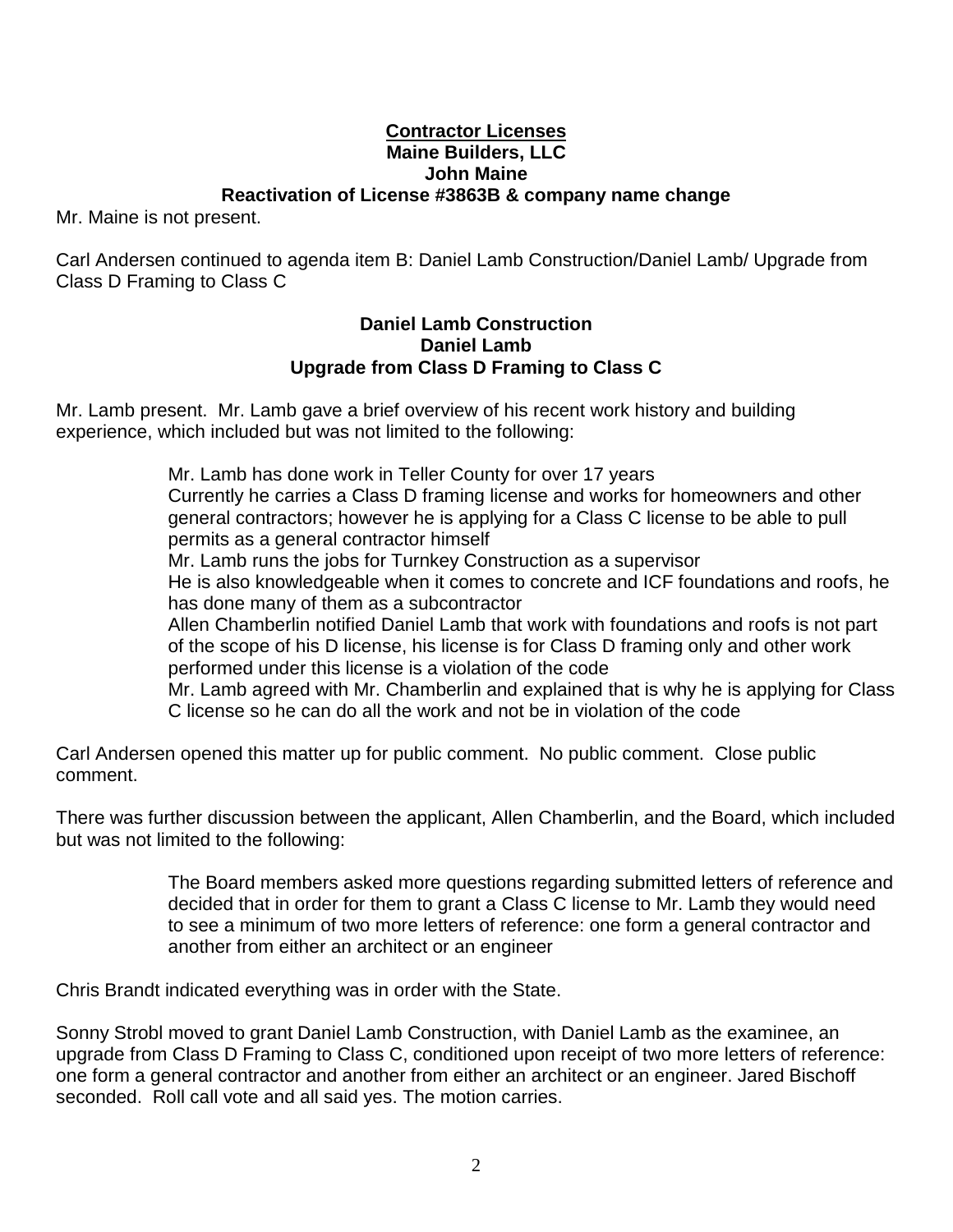**Contractor Licenses**
**Maine Builders, LLC**
**John Maine**
**Reactivation of License #3863B & company name change**

Mr. Maine is not present.

Carl Andersen continued to agenda item B: Daniel Lamb Construction/Daniel Lamb/ Upgrade from Class D Framing to Class C

**Daniel Lamb Construction**
**Daniel Lamb**
**Upgrade from Class D Framing to Class C**

Mr. Lamb present. Mr. Lamb gave a brief overview of his recent work history and building experience, which included but was not limited to the following:

> Mr. Lamb has done work in Teller County for over 17 years
> Currently he carries a Class D framing license and works for homeowners and other general contractors; however he is applying for a Class C license to be able to pull permits as a general contractor himself
> Mr. Lamb runs the jobs for Turnkey Construction as a supervisor
> He is also knowledgeable when it comes to concrete and ICF foundations and roofs, he has done many of them as a subcontractor
> Allen Chamberlin notified Daniel Lamb that work with foundations and roofs is not part of the scope of his D license, his license is for Class D framing only and other work performed under this license is a violation of the code
> Mr. Lamb agreed with Mr. Chamberlin and explained that is why he is applying for Class C license so he can do all the work and not be in violation of the code

Carl Andersen opened this matter up for public comment. No public comment. Close public comment.

There was further discussion between the applicant, Allen Chamberlin, and the Board, which included but was not limited to the following:

> The Board members asked more questions regarding submitted letters of reference and decided that in order for them to grant a Class C license to Mr. Lamb they would need to see a minimum of two more letters of reference: one form a general contractor and another from either an architect or an engineer

Chris Brandt indicated everything was in order with the State.

Sonny Strobl moved to grant Daniel Lamb Construction, with Daniel Lamb as the examinee, an upgrade from Class D Framing to Class C, conditioned upon receipt of two more letters of reference: one form a general contractor and another from either an architect or an engineer. Jared Bischoff seconded. Roll call vote and all said yes. The motion carries.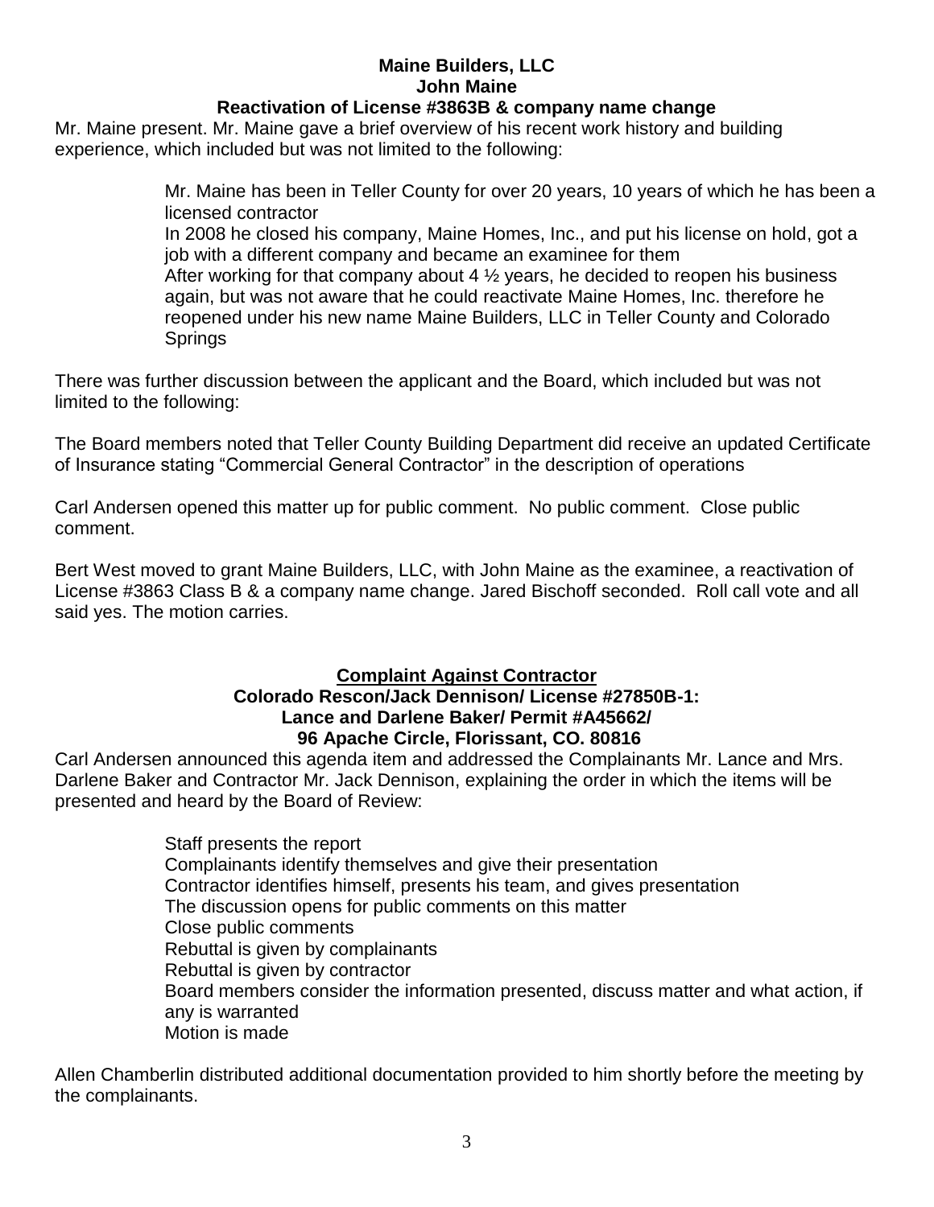**Maine Builders, LLC**
**John Maine**
**Reactivation of License #3863B & company name change**

Mr. Maine present. Mr. Maine gave a brief overview of his recent work history and building experience, which included but was not limited to the following:

> Mr. Maine has been in Teller County for over 20 years, 10 years of which he has been a licensed contractor
> In 2008 he closed his company, Maine Homes, Inc., and put his license on hold, got a job with a different company and became an examinee for them
> After working for that company about 4 ½ years, he decided to reopen his business again, but was not aware that he could reactivate Maine Homes, Inc. therefore he reopened under his new name Maine Builders, LLC in Teller County and Colorado Springs

There was further discussion between the applicant and the Board, which included but was not limited to the following:

The Board members noted that Teller County Building Department did receive an updated Certificate of Insurance stating "Commercial General Contractor" in the description of operations

Carl Andersen opened this matter up for public comment. No public comment. Close public comment.

Bert West moved to grant Maine Builders, LLC, with John Maine as the examinee, a reactivation of License #3863 Class B & a company name change. Jared Bischoff seconded. Roll call vote and all said yes. The motion carries.

**<u>Complaint Against Contractor</u>**
**Colorado Rescon/Jack Dennison/ License #27850B-1:**
**Lance and Darlene Baker/ Permit #A45662/**
**96 Apache Circle, Florissant, CO. 80816**

Carl Andersen announced this agenda item and addressed the Complainants Mr. Lance and Mrs. Darlene Baker and Contractor Mr. Jack Dennison, explaining the order in which the items will be presented and heard by the Board of Review:

> Staff presents the report
> Complainants identify themselves and give their presentation
> Contractor identifies himself, presents his team, and gives presentation
> The discussion opens for public comments on this matter
> Close public comments
> Rebuttal is given by complainants
> Rebuttal is given by contractor
> Board members consider the information presented, discuss matter and what action, if any is warranted
> Motion is made

Allen Chamberlin distributed additional documentation provided to him shortly before the meeting by the complainants.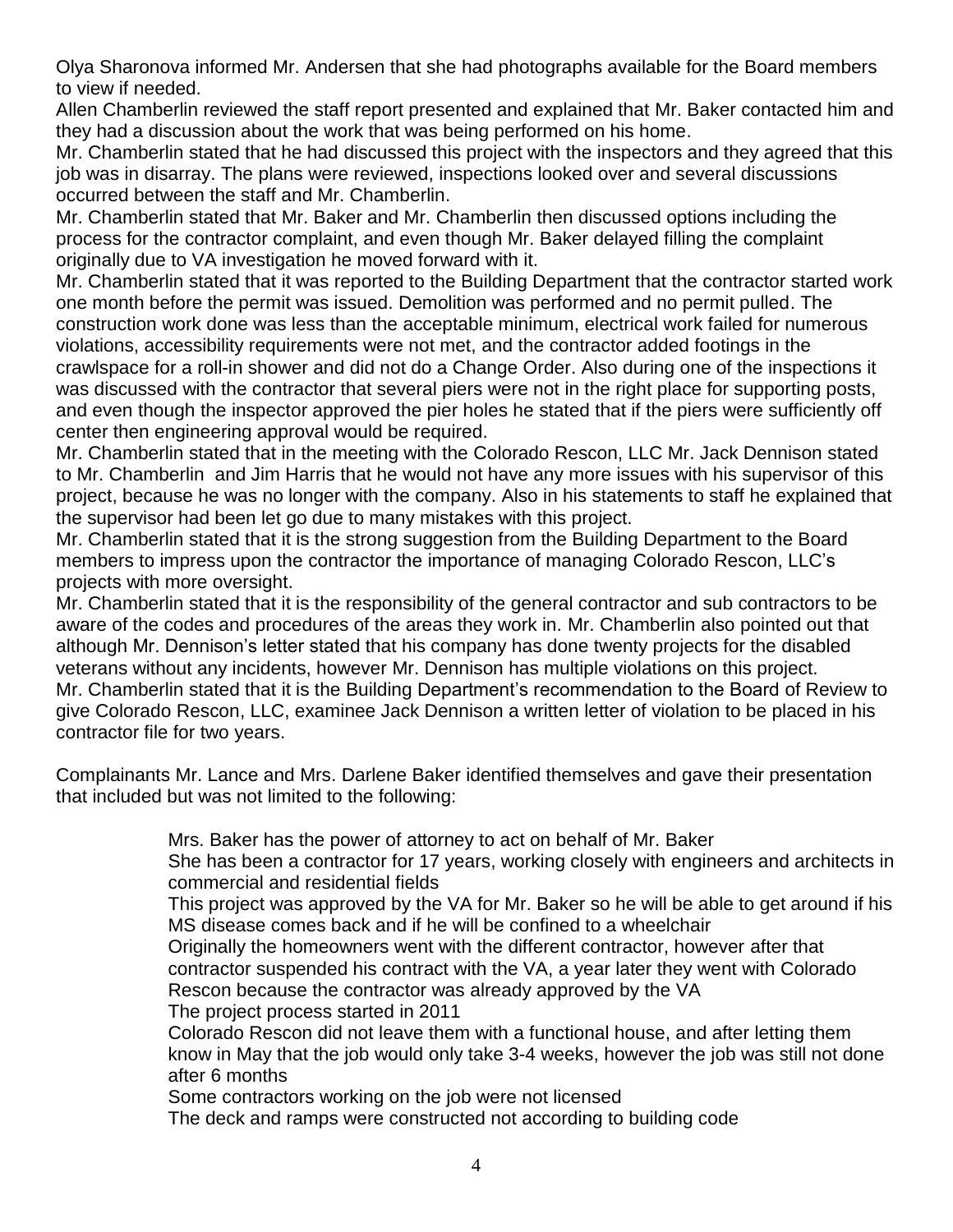Olya Sharonova informed Mr. Andersen that she had photographs available for the Board members to view if needed.

Allen Chamberlin reviewed the staff report presented and explained that Mr. Baker contacted him and they had a discussion about the work that was being performed on his home.

Mr. Chamberlin stated that he had discussed this project with the inspectors and they agreed that this job was in disarray. The plans were reviewed, inspections looked over and several discussions occurred between the staff and Mr. Chamberlin.

Mr. Chamberlin stated that Mr. Baker and Mr. Chamberlin then discussed options including the process for the contractor complaint, and even though Mr. Baker delayed filling the complaint originally due to VA investigation he moved forward with it.

Mr. Chamberlin stated that it was reported to the Building Department that the contractor started work one month before the permit was issued. Demolition was performed and no permit pulled. The construction work done was less than the acceptable minimum, electrical work failed for numerous violations, accessibility requirements were not met, and the contractor added footings in the crawlspace for a roll-in shower and did not do a Change Order. Also during one of the inspections it was discussed with the contractor that several piers were not in the right place for supporting posts, and even though the inspector approved the pier holes he stated that if the piers were sufficiently off center then engineering approval would be required.

Mr. Chamberlin stated that in the meeting with the Colorado Rescon, LLC Mr. Jack Dennison stated to Mr. Chamberlin and Jim Harris that he would not have any more issues with his supervisor of this project, because he was no longer with the company. Also in his statements to staff he explained that the supervisor had been let go due to many mistakes with this project.

Mr. Chamberlin stated that it is the strong suggestion from the Building Department to the Board members to impress upon the contractor the importance of managing Colorado Rescon, LLC's projects with more oversight.

Mr. Chamberlin stated that it is the responsibility of the general contractor and sub contractors to be aware of the codes and procedures of the areas they work in. Mr. Chamberlin also pointed out that although Mr. Dennison's letter stated that his company has done twenty projects for the disabled veterans without any incidents, however Mr. Dennison has multiple violations on this project.

Mr. Chamberlin stated that it is the Building Department's recommendation to the Board of Review to give Colorado Rescon, LLC, examinee Jack Dennison a written letter of violation to be placed in his contractor file for two years.

Complainants Mr. Lance and Mrs. Darlene Baker identified themselves and gave their presentation that included but was not limited to the following:

- Mrs. Baker has the power of attorney to act on behalf of Mr. Baker
- She has been a contractor for 17 years, working closely with engineers and architects in commercial and residential fields
- This project was approved by the VA for Mr. Baker so he will be able to get around if his MS disease comes back and if he will be confined to a wheelchair
- Originally the homeowners went with the different contractor, however after that contractor suspended his contract with the VA, a year later they went with Colorado Rescon because the contractor was already approved by the VA
- The project process started in 2011
- Colorado Rescon did not leave them with a functional house, and after letting them know in May that the job would only take 3-4 weeks, however the job was still not done after 6 months
- Some contractors working on the job were not licensed
- The deck and ramps were constructed not according to building code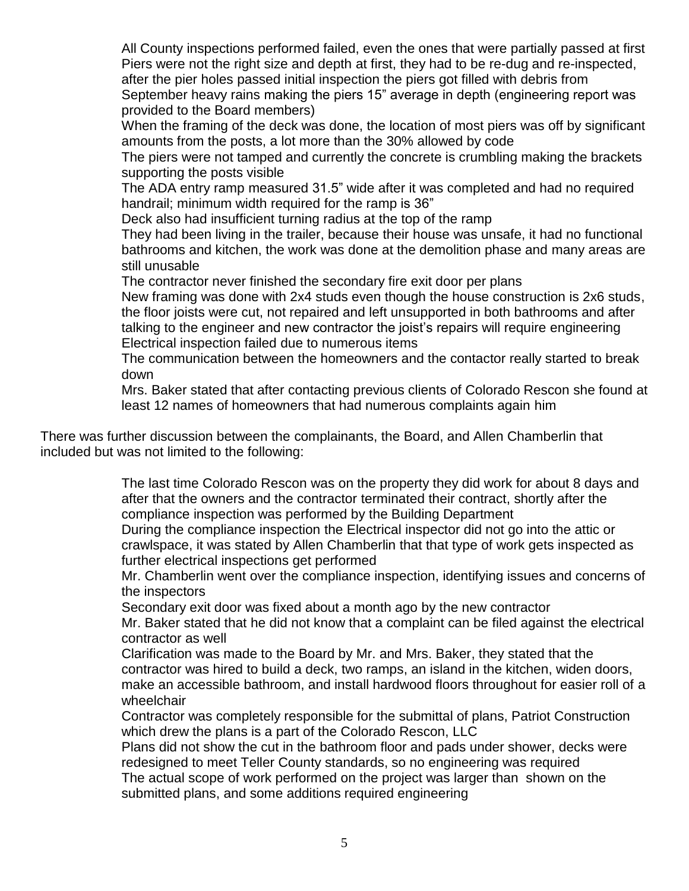All County inspections performed failed, even the ones that were partially passed at first

Piers were not the right size and depth at first, they had to be re-dug and re-inspected, after the pier holes passed initial inspection the piers got filled with debris from September heavy rains making the piers 15" average in depth (engineering report was provided to the Board members)

When the framing of the deck was done, the location of most piers was off by significant amounts from the posts, a lot more than the 30% allowed by code

The piers were not tamped and currently the concrete is crumbling making the brackets supporting the posts visible

The ADA entry ramp measured 31.5" wide after it was completed and had no required handrail; minimum width required for the ramp is 36"

Deck also had insufficient turning radius at the top of the ramp

They had been living in the trailer, because their house was unsafe, it had no functional bathrooms and kitchen, the work was done at the demolition phase and many areas are still unusable

The contractor never finished the secondary fire exit door per plans

New framing was done with 2x4 studs even though the house construction is 2x6 studs, the floor joists were cut, not repaired and left unsupported in both bathrooms and after talking to the engineer and new contractor the joist's repairs will require engineering

Electrical inspection failed due to numerous items

The communication between the homeowners and the contactor really started to break down

Mrs. Baker stated that after contacting previous clients of Colorado Rescon she found at least 12 names of homeowners that had numerous complaints again him

There was further discussion between the complainants, the Board, and Allen Chamberlin that included but was not limited to the following:

The last time Colorado Rescon was on the property they did work for about 8 days and after that the owners and the contractor terminated their contract, shortly after the compliance inspection was performed by the Building Department

During the compliance inspection the Electrical inspector did not go into the attic or crawlspace, it was stated by Allen Chamberlin that that type of work gets inspected as further electrical inspections get performed

Mr. Chamberlin went over the compliance inspection, identifying issues and concerns of the inspectors

Secondary exit door was fixed about a month ago by the new contractor

Mr. Baker stated that he did not know that a complaint can be filed against the electrical contractor as well

Clarification was made to the Board by Mr. and Mrs. Baker, they stated that the contractor was hired to build a deck, two ramps, an island in the kitchen, widen doors, make an accessible bathroom, and install hardwood floors throughout for easier roll of a wheelchair

Contractor was completely responsible for the submittal of plans, Patriot Construction which drew the plans is a part of the Colorado Rescon, LLC

Plans did not show the cut in the bathroom floor and pads under shower, decks were redesigned to meet Teller County standards, so no engineering was required

The actual scope of work performed on the project was larger than shown on the submitted plans, and some additions required engineering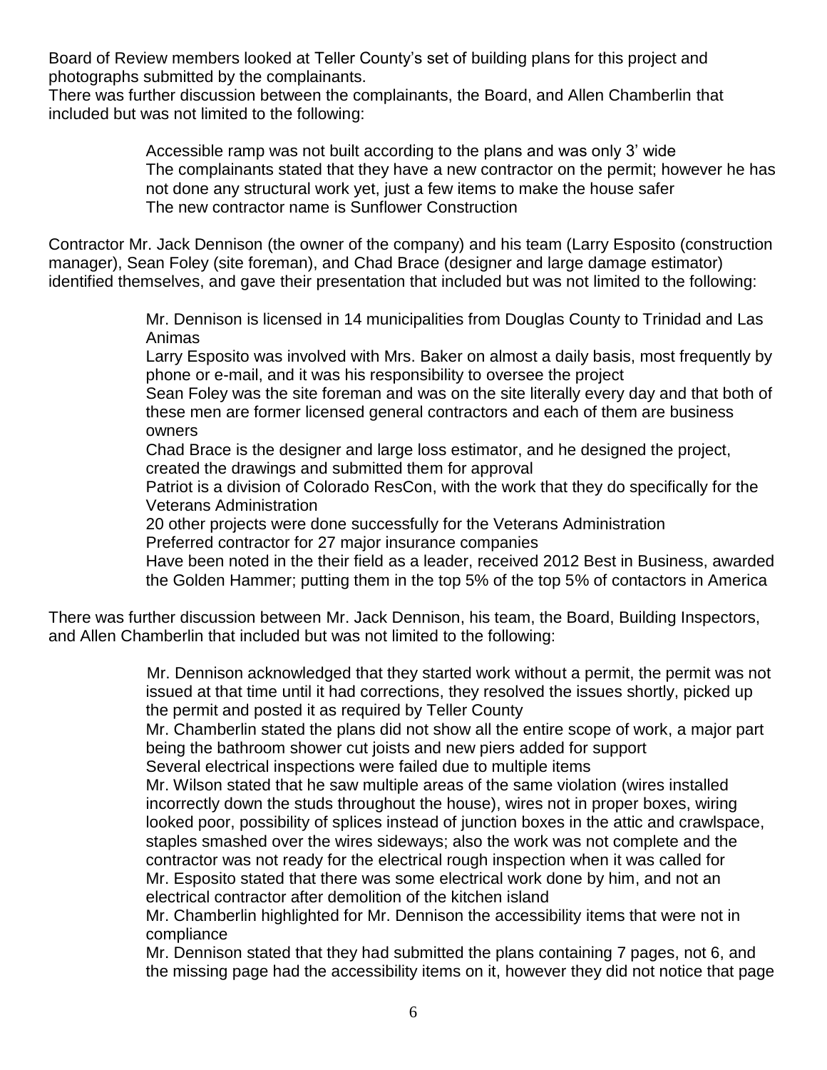Board of Review members looked at Teller County's set of building plans for this project and photographs submitted by the complainants.

There was further discussion between the complainants, the Board, and Allen Chamberlin that included but was not limited to the following:

> Accessible ramp was not built according to the plans and was only 3' wide
> The complainants stated that they have a new contractor on the permit; however he has not done any structural work yet, just a few items to make the house safer
> The new contractor name is Sunflower Construction

Contractor Mr. Jack Dennison (the owner of the company) and his team (Larry Esposito (construction manager), Sean Foley (site foreman), and Chad Brace (designer and large damage estimator) identified themselves, and gave their presentation that included but was not limited to the following:

> Mr. Dennison is licensed in 14 municipalities from Douglas County to Trinidad and Las Animas
> Larry Esposito was involved with Mrs. Baker on almost a daily basis, most frequently by phone or e-mail, and it was his responsibility to oversee the project
> Sean Foley was the site foreman and was on the site literally every day and that both of these men are former licensed general contractors and each of them are business owners
> Chad Brace is the designer and large loss estimator, and he designed the project, created the drawings and submitted them for approval
> Patriot is a division of Colorado ResCon, with the work that they do specifically for the Veterans Administration
> 20 other projects were done successfully for the Veterans Administration
> Preferred contractor for 27 major insurance companies
> Have been noted in the their field as a leader, received 2012 Best in Business, awarded the Golden Hammer; putting them in the top 5% of the top 5% of contactors in America

There was further discussion between Mr. Jack Dennison, his team, the Board, Building Inspectors, and Allen Chamberlin that included but was not limited to the following:

> Mr. Dennison acknowledged that they started work without a permit, the permit was not issued at that time until it had corrections, they resolved the issues shortly, picked up the permit and posted it as required by Teller County
> Mr. Chamberlin stated the plans did not show all the entire scope of work, a major part being the bathroom shower cut joists and new piers added for support
> Several electrical inspections were failed due to multiple items
> Mr. Wilson stated that he saw multiple areas of the same violation (wires installed incorrectly down the studs throughout the house), wires not in proper boxes, wiring looked poor, possibility of splices instead of junction boxes in the attic and crawlspace, staples smashed over the wires sideways; also the work was not complete and the contractor was not ready for the electrical rough inspection when it was called for
> Mr. Esposito stated that there was some electrical work done by him, and not an electrical contractor after demolition of the kitchen island
> Mr. Chamberlin highlighted for Mr. Dennison the accessibility items that were not in compliance
> Mr. Dennison stated that they had submitted the plans containing 7 pages, not 6, and the missing page had the accessibility items on it, however they did not notice that page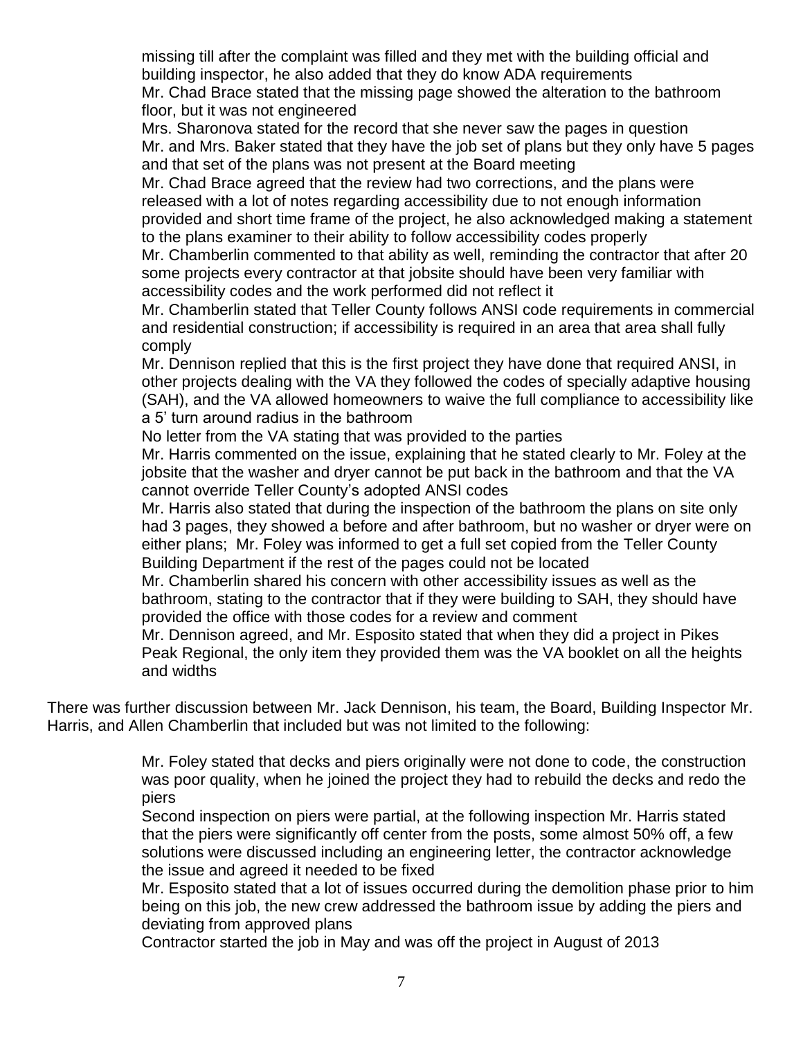missing till after the complaint was filled and they met with the building official and building inspector, he also added that they do know ADA requirements

Mr. Chad Brace stated that the missing page showed the alteration to the bathroom floor, but it was not engineered

Mrs. Sharonova stated for the record that she never saw the pages in question

Mr. and Mrs. Baker stated that they have the job set of plans but they only have 5 pages and that set of the plans was not present at the Board meeting

Mr. Chad Brace agreed that the review had two corrections, and the plans were released with a lot of notes regarding accessibility due to not enough information provided and short time frame of the project, he also acknowledged making a statement to the plans examiner to their ability to follow accessibility codes properly

Mr. Chamberlin commented to that ability as well, reminding the contractor that after 20 some projects every contractor at that jobsite should have been very familiar with accessibility codes and the work performed did not reflect it

Mr. Chamberlin stated that Teller County follows ANSI code requirements in commercial and residential construction; if accessibility is required in an area that area shall fully comply

Mr. Dennison replied that this is the first project they have done that required ANSI, in other projects dealing with the VA they followed the codes of specially adaptive housing (SAH), and the VA allowed homeowners to waive the full compliance to accessibility like a 5' turn around radius in the bathroom

No letter from the VA stating that was provided to the parties

Mr. Harris commented on the issue, explaining that he stated clearly to Mr. Foley at the jobsite that the washer and dryer cannot be put back in the bathroom and that the VA cannot override Teller County's adopted ANSI codes

Mr. Harris also stated that during the inspection of the bathroom the plans on site only had 3 pages, they showed a before and after bathroom, but no washer or dryer were on either plans; Mr. Foley was informed to get a full set copied from the Teller County Building Department if the rest of the pages could not be located

Mr. Chamberlin shared his concern with other accessibility issues as well as the bathroom, stating to the contractor that if they were building to SAH, they should have provided the office with those codes for a review and comment

Mr. Dennison agreed, and Mr. Esposito stated that when they did a project in Pikes Peak Regional, the only item they provided them was the VA booklet on all the heights and widths

There was further discussion between Mr. Jack Dennison, his team, the Board, Building Inspector Mr. Harris, and Allen Chamberlin that included but was not limited to the following:

Mr. Foley stated that decks and piers originally were not done to code, the construction was poor quality, when he joined the project they had to rebuild the decks and redo the piers

Second inspection on piers were partial, at the following inspection Mr. Harris stated that the piers were significantly off center from the posts, some almost 50% off, a few solutions were discussed including an engineering letter, the contractor acknowledge the issue and agreed it needed to be fixed

Mr. Esposito stated that a lot of issues occurred during the demolition phase prior to him being on this job, the new crew addressed the bathroom issue by adding the piers and deviating from approved plans

Contractor started the job in May and was off the project in August of 2013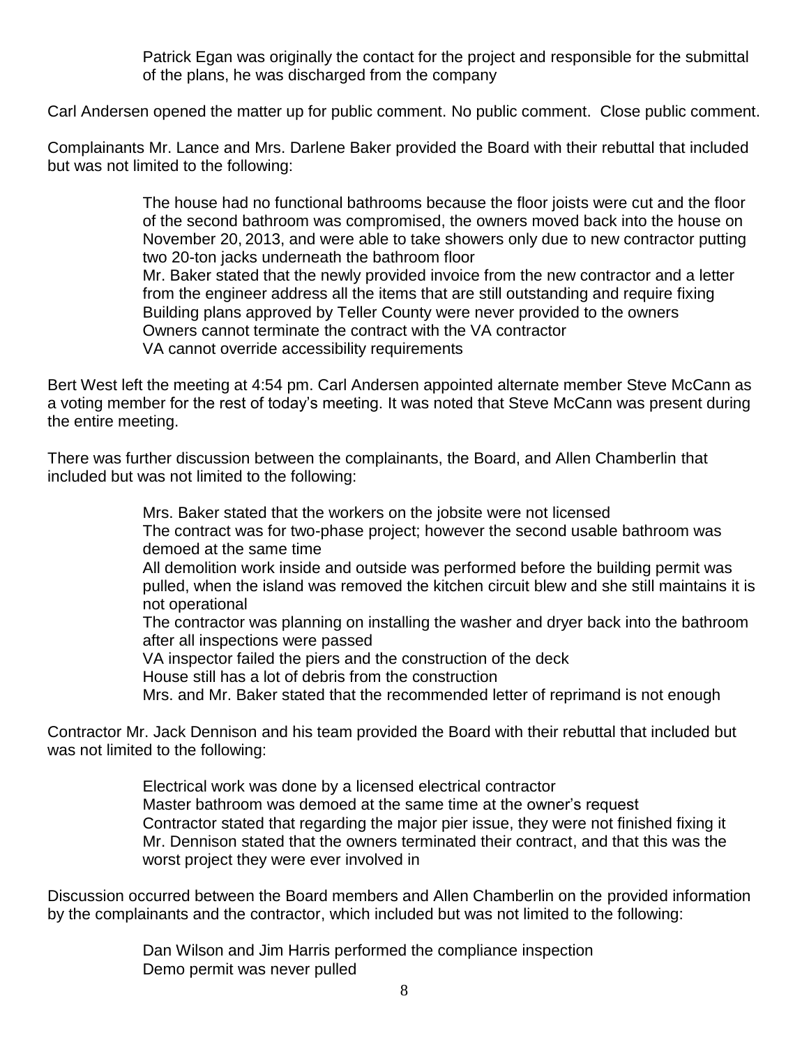Patrick Egan was originally the contact for the project and responsible for the submittal of the plans, he was discharged from the company

Carl Andersen opened the matter up for public comment. No public comment. Close public comment.

Complainants Mr. Lance and Mrs. Darlene Baker provided the Board with their rebuttal that included but was not limited to the following:

> The house had no functional bathrooms because the floor joists were cut and the floor of the second bathroom was compromised, the owners moved back into the house on November 20, 2013, and were able to take showers only due to new contractor putting two 20-ton jacks underneath the bathroom floor
> Mr. Baker stated that the newly provided invoice from the new contractor and a letter from the engineer address all the items that are still outstanding and require fixing
> Building plans approved by Teller County were never provided to the owners
> Owners cannot terminate the contract with the VA contractor
> VA cannot override accessibility requirements

Bert West left the meeting at 4:54 pm. Carl Andersen appointed alternate member Steve McCann as a voting member for the rest of today's meeting. It was noted that Steve McCann was present during the entire meeting.

There was further discussion between the complainants, the Board, and Allen Chamberlin that included but was not limited to the following:

> Mrs. Baker stated that the workers on the jobsite were not licensed
> The contract was for two-phase project; however the second usable bathroom was demoed at the same time
> All demolition work inside and outside was performed before the building permit was pulled, when the island was removed the kitchen circuit blew and she still maintains it is not operational
> The contractor was planning on installing the washer and dryer back into the bathroom after all inspections were passed
> VA inspector failed the piers and the construction of the deck
> House still has a lot of debris from the construction
> Mrs. and Mr. Baker stated that the recommended letter of reprimand is not enough

Contractor Mr. Jack Dennison and his team provided the Board with their rebuttal that included but was not limited to the following:

> Electrical work was done by a licensed electrical contractor
> Master bathroom was demoed at the same time at the owner's request
> Contractor stated that regarding the major pier issue, they were not finished fixing it
> Mr. Dennison stated that the owners terminated their contract, and that this was the worst project they were ever involved in

Discussion occurred between the Board members and Allen Chamberlin on the provided information by the complainants and the contractor, which included but was not limited to the following:

> Dan Wilson and Jim Harris performed the compliance inspection
> Demo permit was never pulled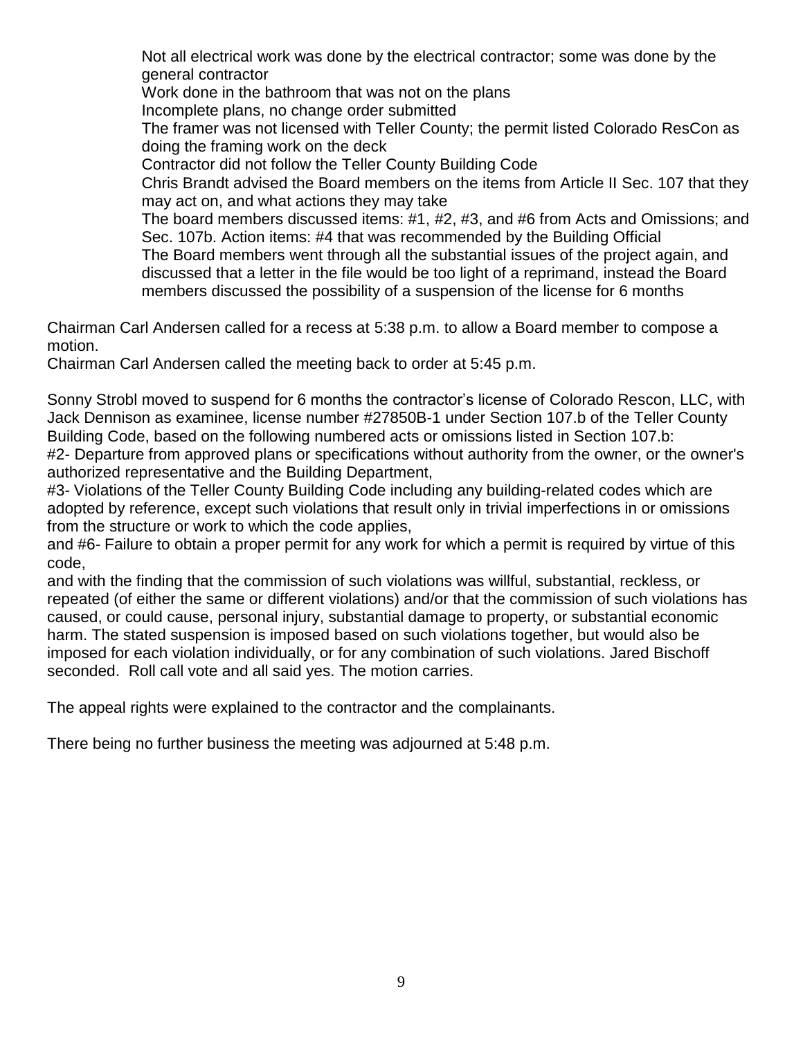Not all electrical work was done by the electrical contractor; some was done by the general contractor

Work done in the bathroom that was not on the plans

Incomplete plans, no change order submitted

The framer was not licensed with Teller County; the permit listed Colorado ResCon as doing the framing work on the deck

Contractor did not follow the Teller County Building Code

Chris Brandt advised the Board members on the items from Article II Sec. 107 that they may act on, and what actions they may take

The board members discussed items: #1, #2, #3, and #6 from Acts and Omissions; and Sec. 107b. Action items: #4 that was recommended by the Building Official

The Board members went through all the substantial issues of the project again, and discussed that a letter in the file would be too light of a reprimand, instead the Board members discussed the possibility of a suspension of the license for 6 months

Chairman Carl Andersen called for a recess at 5:38 p.m. to allow a Board member to compose a motion.

Chairman Carl Andersen called the meeting back to order at 5:45 p.m.

Sonny Strobl moved to suspend for 6 months the contractor's license of Colorado Rescon, LLC, with Jack Dennison as examinee, license number #27850B-1 under Section 107.b of the Teller County Building Code, based on the following numbered acts or omissions listed in Section 107.b:

#2- Departure from approved plans or specifications without authority from the owner, or the owner's authorized representative and the Building Department,

#3- Violations of the Teller County Building Code including any building-related codes which are adopted by reference, except such violations that result only in trivial imperfections in or omissions from the structure or work to which the code applies,

and #6- Failure to obtain a proper permit for any work for which a permit is required by virtue of this code,

and with the finding that the commission of such violations was willful, substantial, reckless, or repeated (of either the same or different violations) and/or that the commission of such violations has caused, or could cause, personal injury, substantial damage to property, or substantial economic harm. The stated suspension is imposed based on such violations together, but would also be imposed for each violation individually, or for any combination of such violations. Jared Bischoff seconded. Roll call vote and all said yes. The motion carries.

The appeal rights were explained to the contractor and the complainants.

There being no further business the meeting was adjourned at 5:48 p.m.